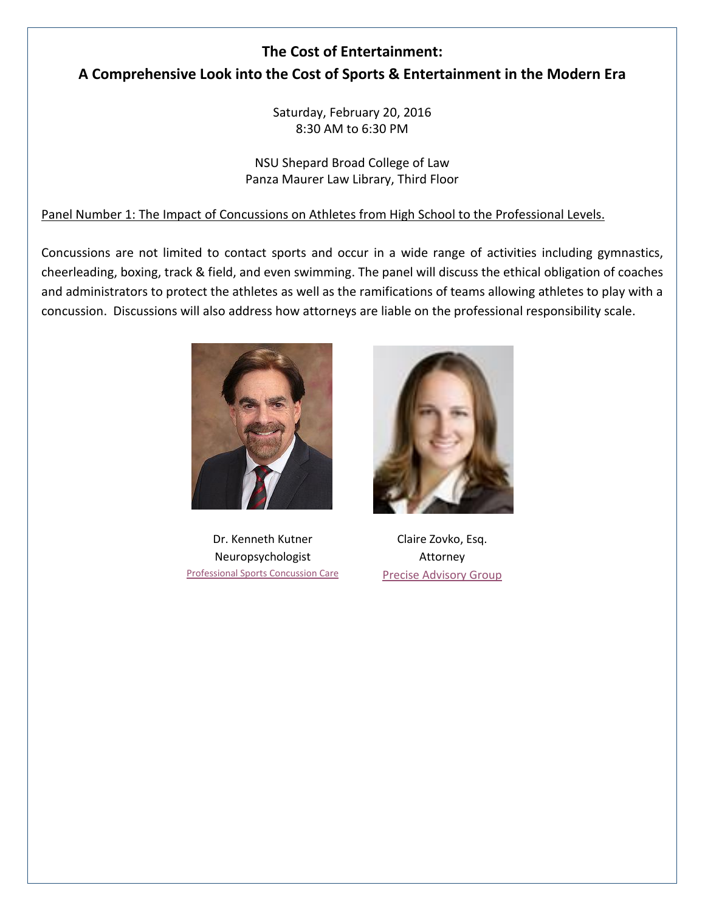# The Cost of Entertainment:
## A Comprehensive Look into the Cost of Sports & Entertainment in the Modern Era

Saturday, February 20, 2016
8:30 AM to 6:30 PM

NSU Shepard Broad College of Law
Panza Maurer Law Library, Third Floor

Panel Number 1: The Impact of Concussions on Athletes from High School to the Professional Levels.

Concussions are not limited to contact sports and occur in a wide range of activities including gymnastics, cheerleading, boxing, track & field, and even swimming. The panel will discuss the ethical obligation of coaches and administrators to protect the athletes as well as the ramifications of teams allowing athletes to play with a concussion. Discussions will also address how attorneys are liable on the professional responsibility scale.

Dr. Kenneth Kutner
Neuropsychologist
Professional Sports Concussion Care

Claire Zovko, Esq.
Attorney
Precise Advisory Group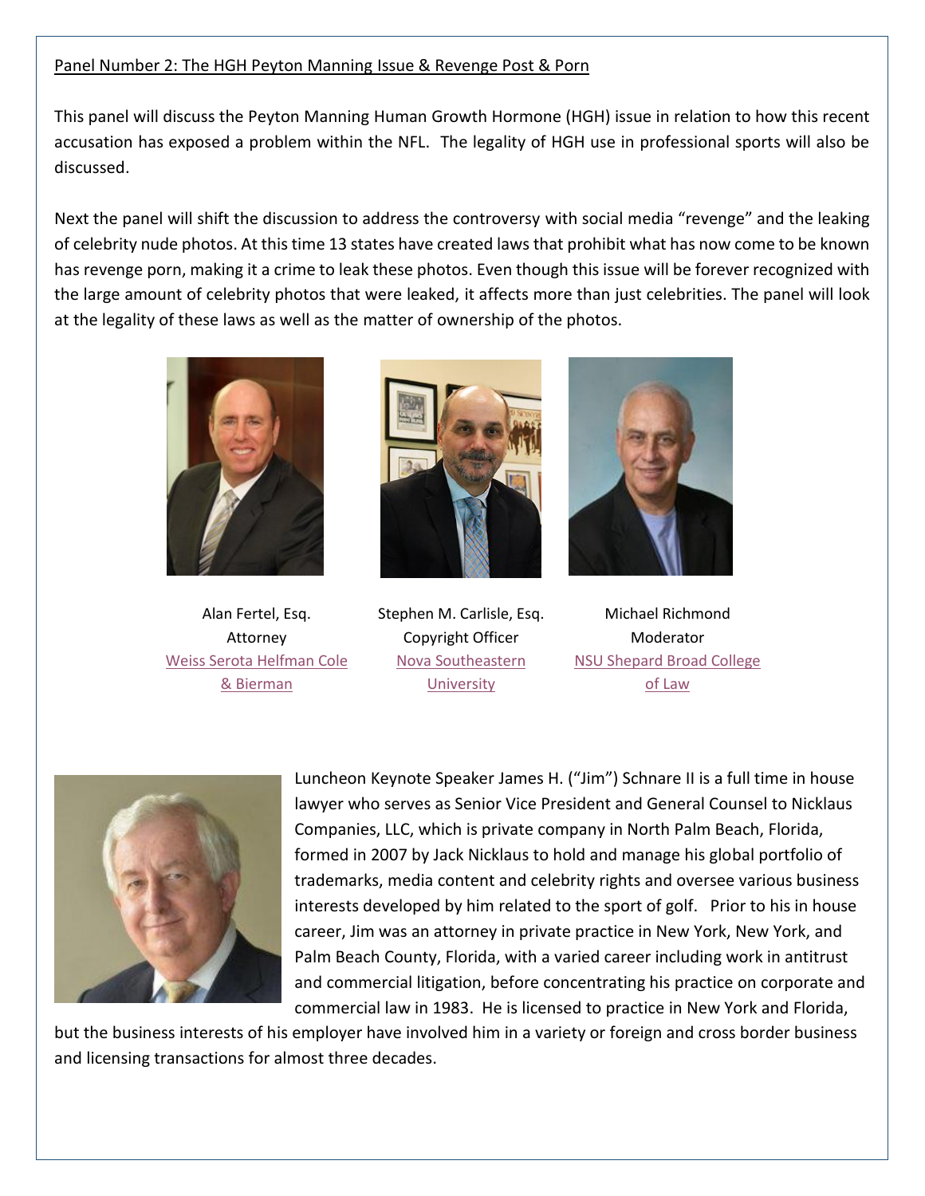Panel Number 2: The HGH Peyton Manning Issue & Revenge Post & Porn

This panel will discuss the Peyton Manning Human Growth Hormone (HGH) issue in relation to how this recent accusation has exposed a problem within the NFL. The legality of HGH use in professional sports will also be discussed.

Next the panel will shift the discussion to address the controversy with social media "revenge" and the leaking of celebrity nude photos. At this time 13 states have created laws that prohibit what has now come to be known has revenge porn, making it a crime to leak these photos. Even though this issue will be forever recognized with the large amount of celebrity photos that were leaked, it affects more than just celebrities. The panel will look at the legality of these laws as well as the matter of ownership of the photos.

Alan Fertel, Esq.
Attorney
Weiss Serota Helfman Cole & Bierman

Stephen M. Carlisle, Esq.
Copyright Officer
Nova Southeastern University

Michael Richmond
Moderator
NSU Shepard Broad College of Law

Luncheon Keynote Speaker James H. ("Jim") Schnare II is a full time in house lawyer who serves as Senior Vice President and General Counsel to Nicklaus Companies, LLC, which is private company in North Palm Beach, Florida, formed in 2007 by Jack Nicklaus to hold and manage his global portfolio of trademarks, media content and celebrity rights and oversee various business interests developed by him related to the sport of golf. Prior to his in house career, Jim was an attorney in private practice in New York, New York, and Palm Beach County, Florida, with a varied career including work in antitrust and commercial litigation, before concentrating his practice on corporate and commercial law in 1983. He is licensed to practice in New York and Florida, but the business interests of his employer have involved him in a variety or foreign and cross border business and licensing transactions for almost three decades.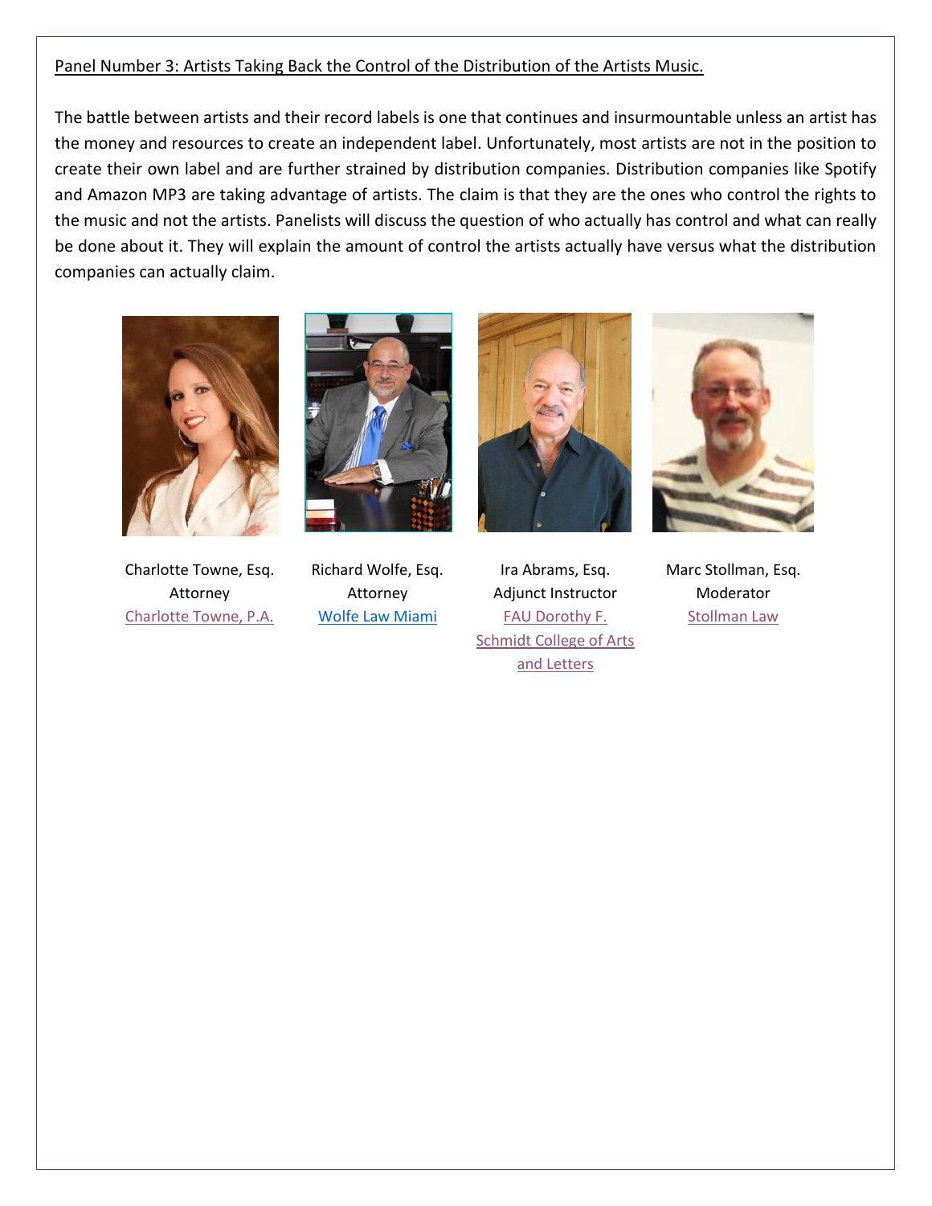Panel Number 3: Artists Taking Back the Control of the Distribution of the Artists Music.

The battle between artists and their record labels is one that continues and insurmountable unless an artist has the money and resources to create an independent label. Unfortunately, most artists are not in the position to create their own label and are further strained by distribution companies. Distribution companies like Spotify and Amazon MP3 are taking advantage of artists. The claim is that they are the ones who control the rights to the music and not the artists. Panelists will discuss the question of who actually has control and what can really be done about it. They will explain the amount of control the artists actually have versus what the distribution companies can actually claim.

Charlotte Towne, Esq.
Attorney
Charlotte Towne, P.A.

Richard Wolfe, Esq.
Attorney
Wolfe Law Miami

Ira Abrams, Esq.
Adjunct Instructor
FAU Dorothy F. Schmidt College of Arts and Letters

Marc Stollman, Esq.
Moderator
Stollman Law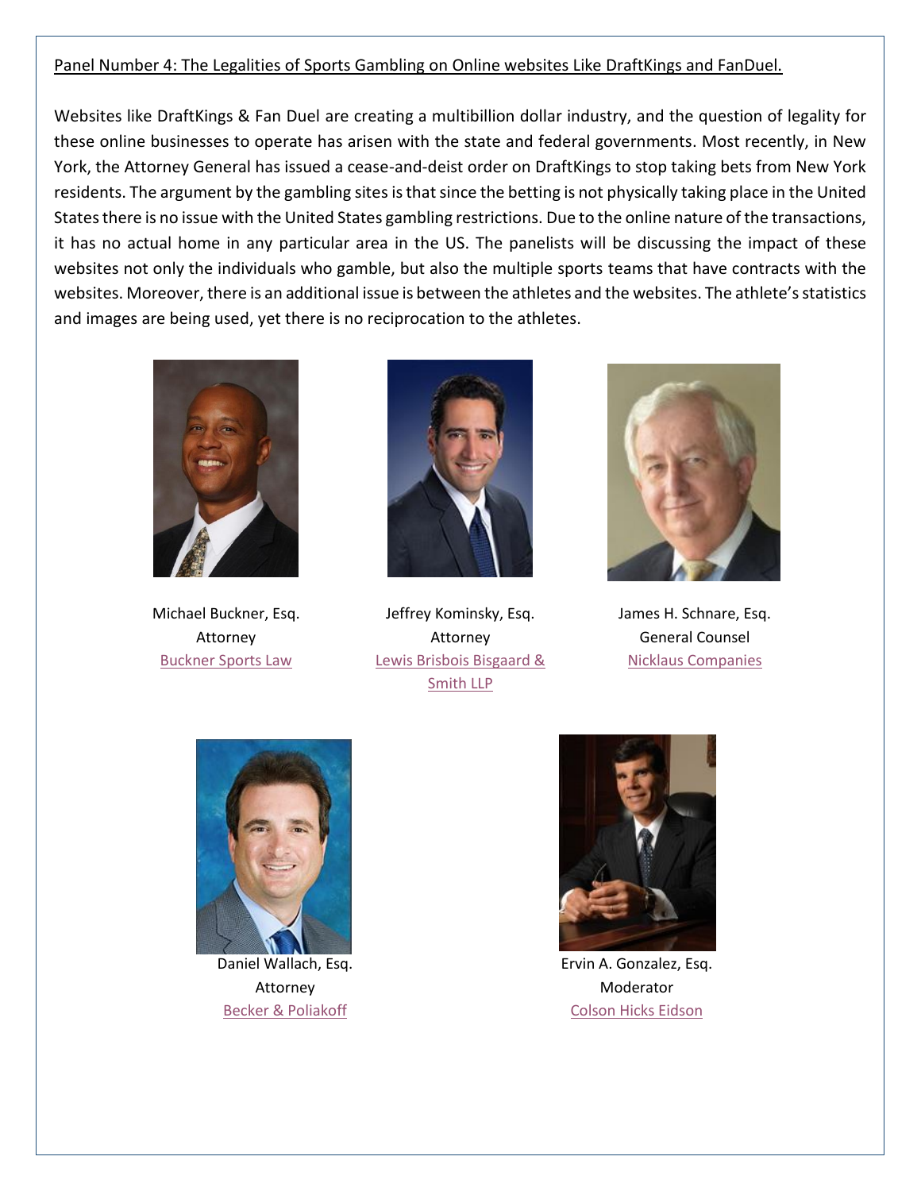Panel Number 4: The Legalities of Sports Gambling on Online websites Like DraftKings and FanDuel.

Websites like DraftKings & Fan Duel are creating a multibillion dollar industry, and the question of legality for these online businesses to operate has arisen with the state and federal governments. Most recently, in New York, the Attorney General has issued a cease-and-deist order on DraftKings to stop taking bets from New York residents. The argument by the gambling sites is that since the betting is not physically taking place in the United States there is no issue with the United States gambling restrictions. Due to the online nature of the transactions, it has no actual home in any particular area in the US. The panelists will be discussing the impact of these websites not only the individuals who gamble, but also the multiple sports teams that have contracts with the websites. Moreover, there is an additional issue is between the athletes and the websites. The athlete's statistics and images are being used, yet there is no reciprocation to the athletes.

Michael Buckner, Esq.
Attorney
Buckner Sports Law

Jeffrey Kominsky, Esq.
Attorney
Lewis Brisbois Bisgaard & Smith LLP

James H. Schnare, Esq.
General Counsel
Nicklaus Companies

Daniel Wallach, Esq.
Attorney
Becker & Poliakoff

Ervin A. Gonzalez, Esq.
Moderator
Colson Hicks Eidson